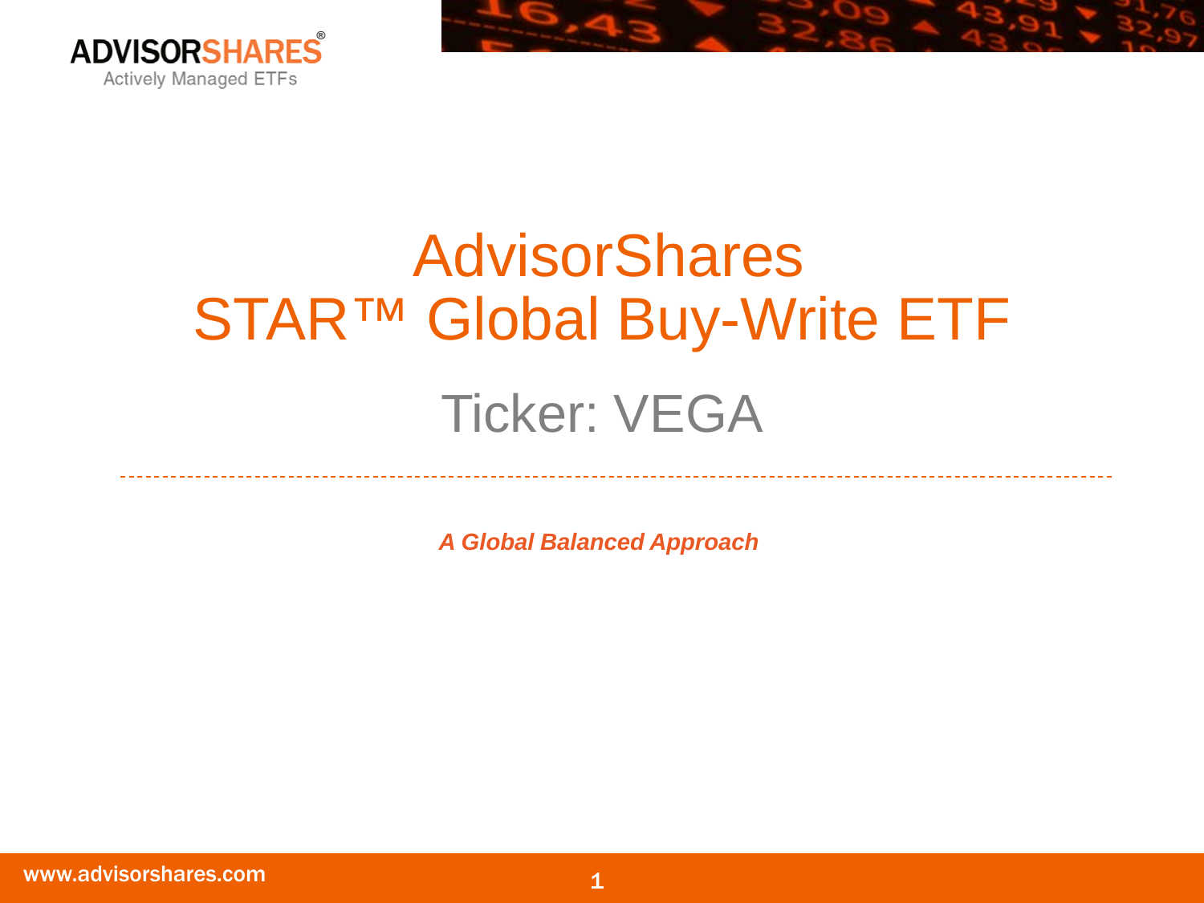ADVISORSHARES®
Actively Managed ETFs

# AdvisorShares
# STAR™ Global Buy-Write ETF

## Ticker: VEGA

---

***A Global Balanced Approach***

www.advisorshares.com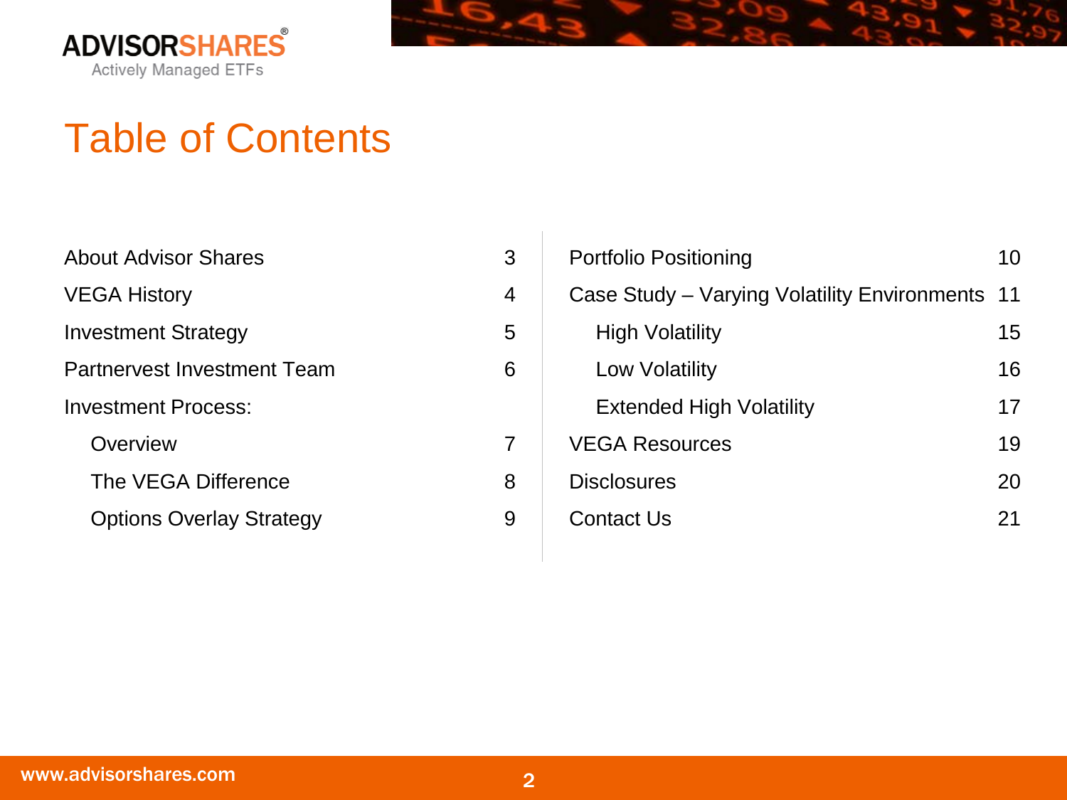# Table of Contents

| | |
|---|---|
| About Advisor Shares | 3 |
| VEGA History | 4 |
| Investment Strategy | 5 |
| Partnervest Investment Team | 6 |
| Investment Process: | |
| Overview | 7 |
| The VEGA Difference | 8 |
| Options Overlay Strategy | 9 |
| Portfolio Positioning | 10 |
| Case Study – Varying Volatility Environments | 11 |
| High Volatility | 15 |
| Low Volatility | 16 |
| Extended High Volatility | 17 |
| VEGA Resources | 19 |
| Disclosures | 20 |
| Contact Us | 21 |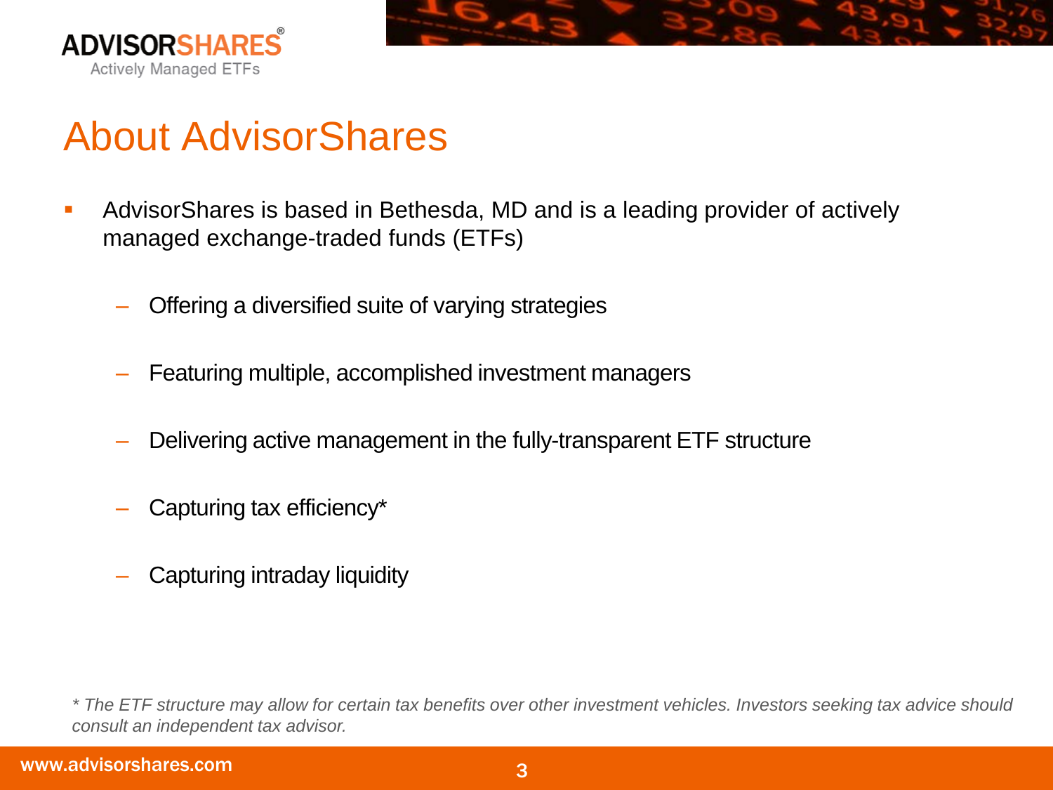# About AdvisorShares

- AdvisorShares is based in Bethesda, MD and is a leading provider of actively managed exchange-traded funds (ETFs)
  - Offering a diversified suite of varying strategies
  - Featuring multiple, accomplished investment managers
  - Delivering active management in the fully-transparent ETF structure
  - Capturing tax efficiency*
  - Capturing intraday liquidity

*\* The ETF structure may allow for certain tax benefits over other investment vehicles. Investors seeking tax advice should consult an independent tax advisor.*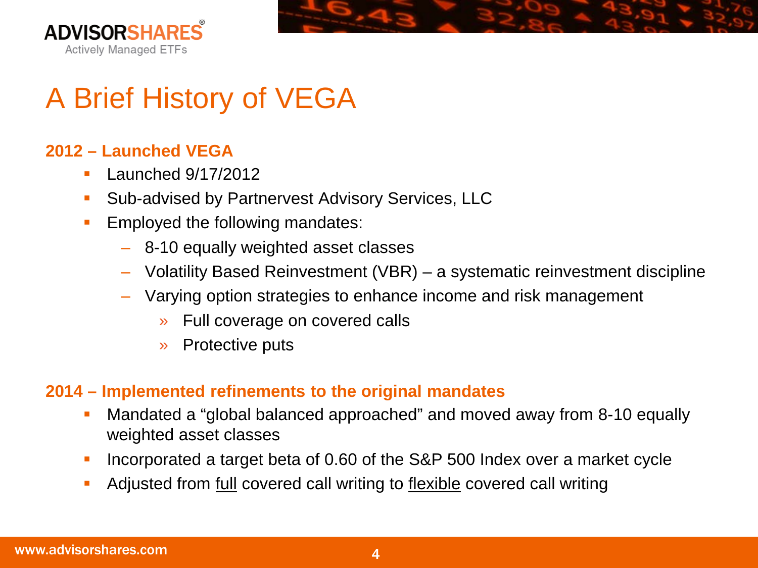# A Brief History of VEGA

**2012 – Launched VEGA**

- Launched 9/17/2012
- Sub-advised by Partnervest Advisory Services, LLC
- Employed the following mandates:
  - 8-10 equally weighted asset classes
  - Volatility Based Reinvestment (VBR) – a systematic reinvestment discipline
  - Varying option strategies to enhance income and risk management
    - Full coverage on covered calls
    - Protective puts

**2014 – Implemented refinements to the original mandates**

- Mandated a "global balanced approached" and moved away from 8-10 equally weighted asset classes
- Incorporated a target beta of 0.60 of the S&P 500 Index over a market cycle
- Adjusted from <u>full</u> covered call writing to <u>flexible</u> covered call writing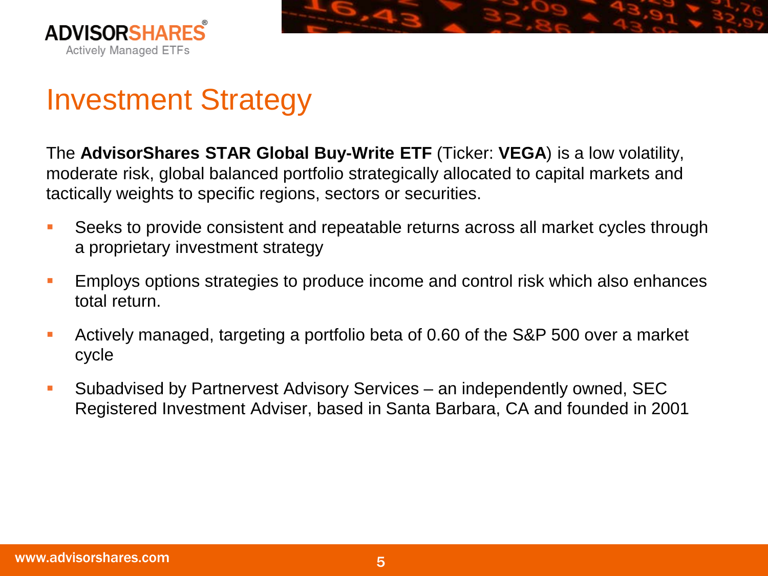# Investment Strategy

The **AdvisorShares STAR Global Buy-Write ETF** (Ticker: **VEGA**) is a low volatility, moderate risk, global balanced portfolio strategically allocated to capital markets and tactically weights to specific regions, sectors or securities.

- Seeks to provide consistent and repeatable returns across all market cycles through a proprietary investment strategy
- Employs options strategies to produce income and control risk which also enhances total return.
- Actively managed, targeting a portfolio beta of 0.60 of the S&P 500 over a market cycle
- Subadvised by Partnervest Advisory Services – an independently owned, SEC Registered Investment Adviser, based in Santa Barbara, CA and founded in 2001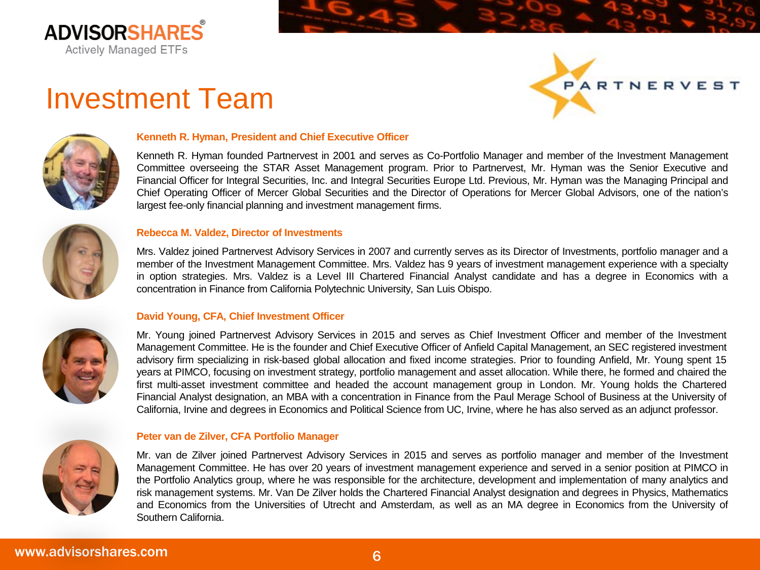# Investment Team

### Kenneth R. Hyman, President and Chief Executive Officer

Kenneth R. Hyman founded Partnervest in 2001 and serves as Co-Portfolio Manager and member of the Investment Management Committee overseeing the STAR Asset Management program. Prior to Partnervest, Mr. Hyman was the Senior Executive and Financial Officer for Integral Securities, Inc. and Integral Securities Europe Ltd. Previous, Mr. Hyman was the Managing Principal and Chief Operating Officer of Mercer Global Securities and the Director of Operations for Mercer Global Advisors, one of the nation's largest fee-only financial planning and investment management firms.

### Rebecca M. Valdez, Director of Investments

Mrs. Valdez joined Partnervest Advisory Services in 2007 and currently serves as its Director of Investments, portfolio manager and a member of the Investment Management Committee. Mrs. Valdez has 9 years of investment management experience with a specialty in option strategies. Mrs. Valdez is a Level III Chartered Financial Analyst candidate and has a degree in Economics with a concentration in Finance from California Polytechnic University, San Luis Obispo.

### David Young, CFA, Chief Investment Officer

Mr. Young joined Partnervest Advisory Services in 2015 and serves as Chief Investment Officer and member of the Investment Management Committee. He is the founder and Chief Executive Officer of Anfield Capital Management, an SEC registered investment advisory firm specializing in risk-based global allocation and fixed income strategies. Prior to founding Anfield, Mr. Young spent 15 years at PIMCO, focusing on investment strategy, portfolio management and asset allocation. While there, he formed and chaired the first multi-asset investment committee and headed the account management group in London. Mr. Young holds the Chartered Financial Analyst designation, an MBA with a concentration in Finance from the Paul Merage School of Business at the University of California, Irvine and degrees in Economics and Political Science from UC, Irvine, where he has also served as an adjunct professor.

### Peter van de Zilver, CFA Portfolio Manager

Mr. van de Zilver joined Partnervest Advisory Services in 2015 and serves as portfolio manager and member of the Investment Management Committee. He has over 20 years of investment management experience and served in a senior position at PIMCO in the Portfolio Analytics group, where he was responsible for the architecture, development and implementation of many analytics and risk management systems. Mr. Van De Zilver holds the Chartered Financial Analyst designation and degrees in Physics, Mathematics and Economics from the Universities of Utrecht and Amsterdam, as well as an MA degree in Economics from the University of Southern California.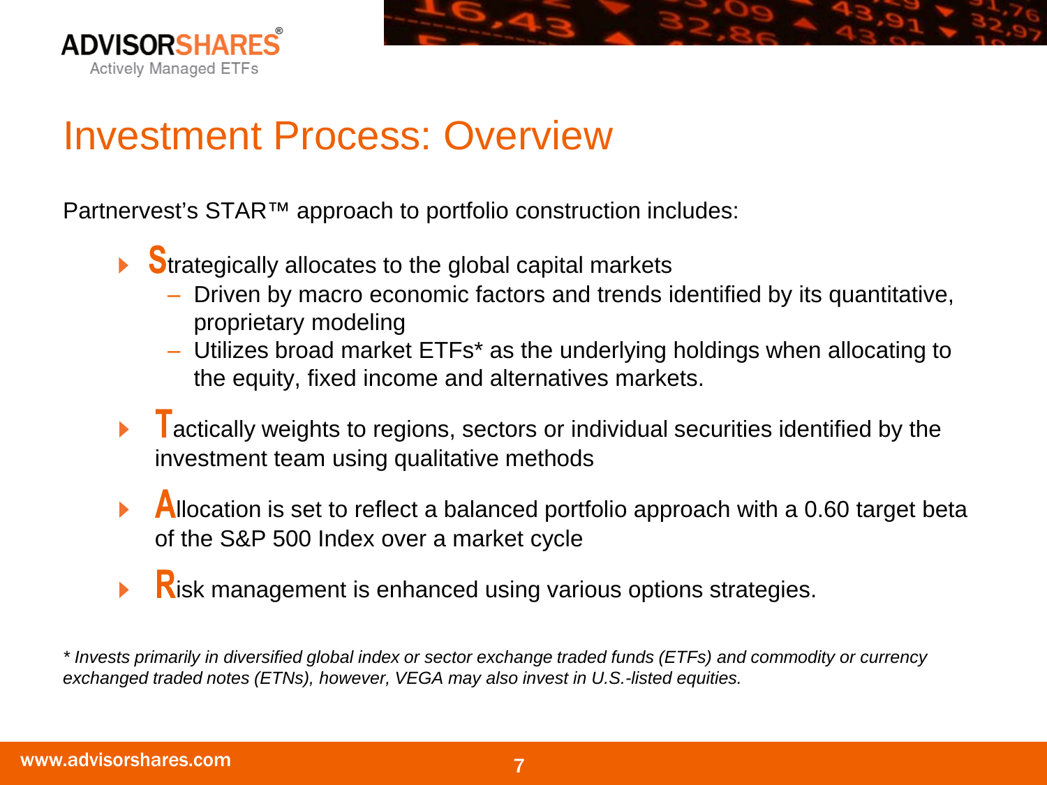# Investment Process: Overview

Partnervest's STAR™ approach to portfolio construction includes:

- **S**trategically allocates to the global capital markets
  - Driven by macro economic factors and trends identified by its quantitative, proprietary modeling
  - Utilizes broad market ETFs* as the underlying holdings when allocating to the equity, fixed income and alternatives markets.
- **T**actically weights to regions, sectors or individual securities identified by the investment team using qualitative methods
- **A**llocation is set to reflect a balanced portfolio approach with a 0.60 target beta of the S&P 500 Index over a market cycle
- **R**isk management is enhanced using various options strategies.

*\* Invests primarily in diversified global index or sector exchange traded funds (ETFs) and commodity or currency exchanged traded notes (ETNs), however, VEGA may also invest in U.S.-listed equities.*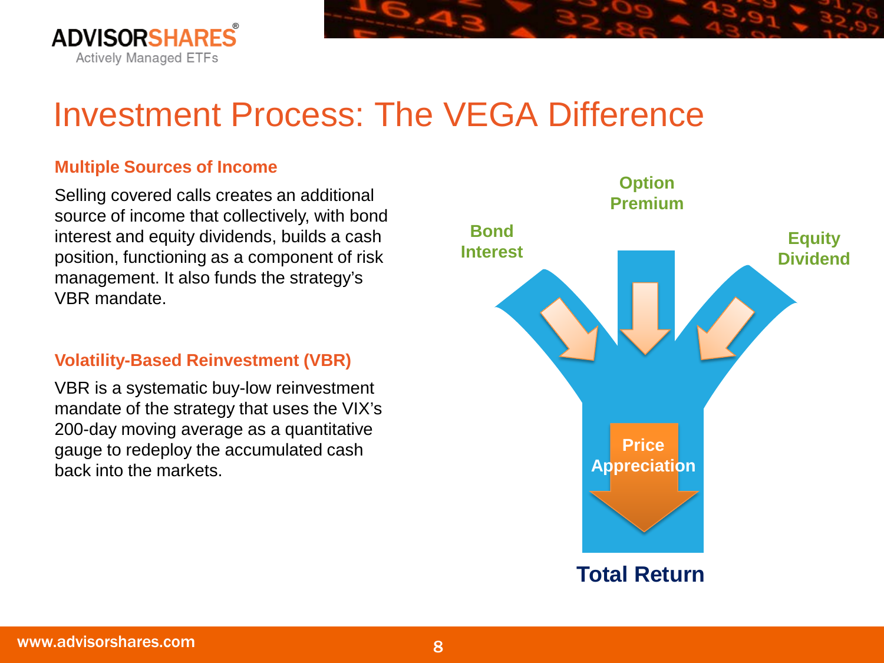# Investment Process: The VEGA Difference

### Multiple Sources of Income

Selling covered calls creates an additional source of income that collectively, with bond interest and equity dividends, builds a cash position, functioning as a component of risk management. It also funds the strategy's VBR mandate.

### Volatility-Based Reinvestment (VBR)

VBR is a systematic buy-low reinvestment mandate of the strategy that uses the VIX's 200-day moving average as a quantitative gauge to redeploy the accumulated cash back into the markets.

Option Premium

Bond Interest

Equity Dividend

Price Appreciation

**Total Return**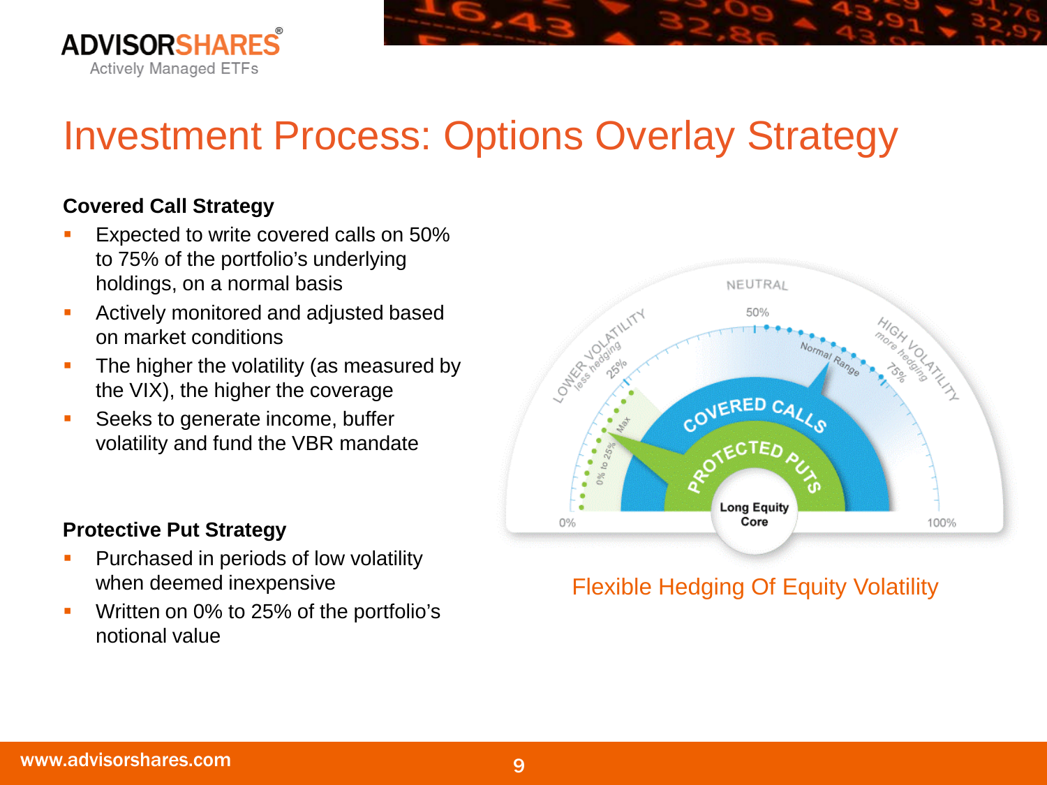# Investment Process: Options Overlay Strategy

**Covered Call Strategy**

- Expected to write covered calls on 50% to 75% of the portfolio's underlying holdings, on a normal basis
- Actively monitored and adjusted based on market conditions
- The higher the volatility (as measured by the VIX), the higher the coverage
- Seeks to generate income, buffer volatility and fund the VBR mandate

**Protective Put Strategy**

- Purchased in periods of low volatility when deemed inexpensive
- Written on 0% to 25% of the portfolio's notional value

NEUTRAL

50%

LOWER VOLATILITY less hedging

25%

Normal Range

HIGH VOLATILITY more hedging

75%

Max

0% to 25%

COVERED CALLS

PROTECTED PUTS

Long Equity Core

0%

100%

Flexible Hedging Of Equity Volatility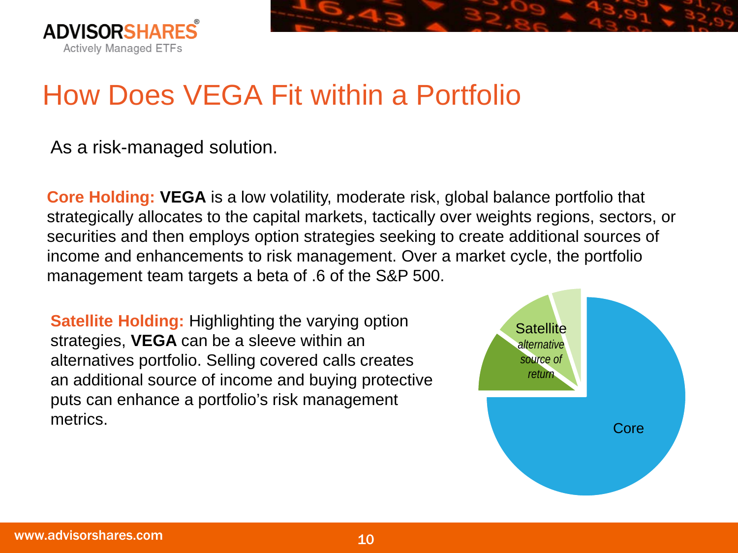# How Does VEGA Fit within a Portfolio

As a risk-managed solution.

**Core Holding:** **VEGA** is a low volatility, moderate risk, global balance portfolio that strategically allocates to the capital markets, tactically over weights regions, sectors, or securities and then employs option strategies seeking to create additional sources of income and enhancements to risk management. Over a market cycle, the portfolio management team targets a beta of .6 of the S&P 500.

**Satellite Holding:** Highlighting the varying option strategies, **VEGA** can be a sleeve within an alternatives portfolio. Selling covered calls creates an additional source of income and buying protective puts can enhance a portfolio's risk management metrics.

Satellite
*alternative source of return*

Core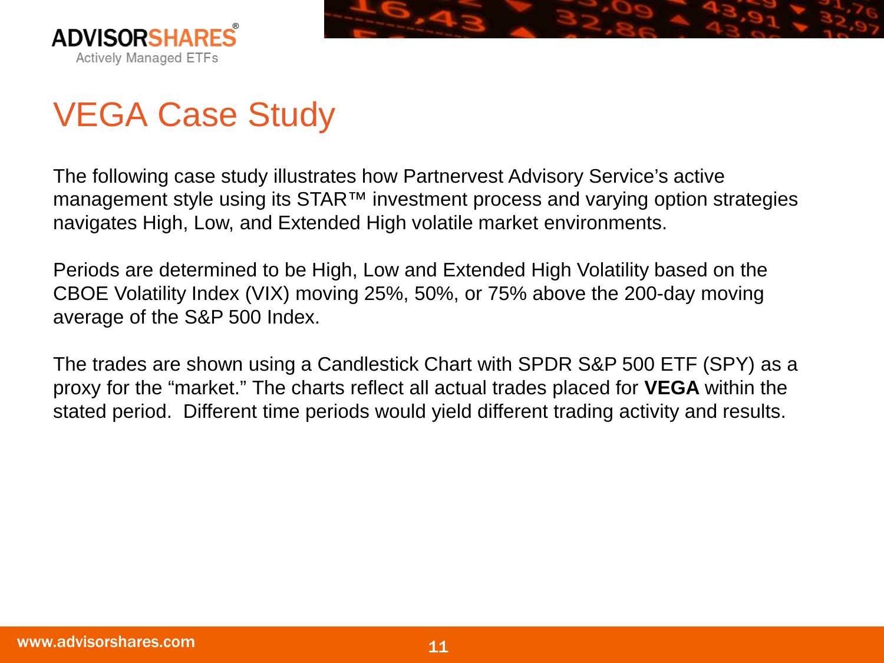# VEGA Case Study

The following case study illustrates how Partnervest Advisory Service's active management style using its STAR™ investment process and varying option strategies navigates High, Low, and Extended High volatile market environments.

Periods are determined to be High, Low and Extended High Volatility based on the CBOE Volatility Index (VIX) moving 25%, 50%, or 75% above the 200-day moving average of the S&P 500 Index.

The trades are shown using a Candlestick Chart with SPDR S&P 500 ETF (SPY) as a proxy for the "market." The charts reflect all actual trades placed for **VEGA** within the stated period. Different time periods would yield different trading activity and results.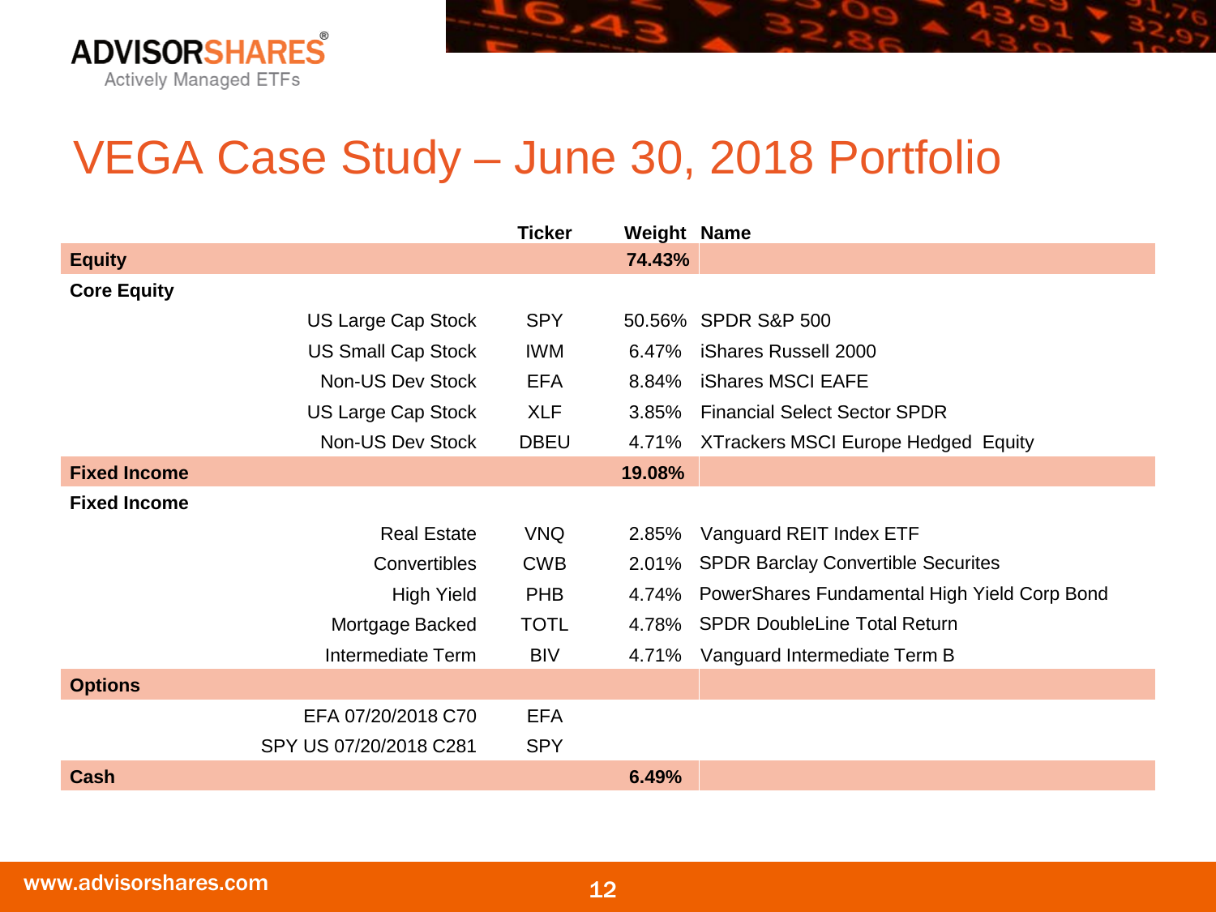# VEGA Case Study – June 30, 2018 Portfolio

| | Ticker | Weight | Name |
|---|---|---|---|
| **Equity** | | **74.43%** | |
| **Core Equity** | | | |
| US Large Cap Stock | SPY | 50.56% | SPDR S&P 500 |
| US Small Cap Stock | IWM | 6.47% | iShares Russell 2000 |
| Non-US Dev Stock | EFA | 8.84% | iShares MSCI EAFE |
| US Large Cap Stock | XLF | 3.85% | Financial Select Sector SPDR |
| Non-US Dev Stock | DBEU | 4.71% | XTrackers MSCI Europe Hedged Equity |
| **Fixed Income** | | **19.08%** | |
| **Fixed Income** | | | |
| Real Estate | VNQ | 2.85% | Vanguard REIT Index ETF |
| Convertibles | CWB | 2.01% | SPDR Barclay Convertible Securites |
| High Yield | PHB | 4.74% | PowerShares Fundamental High Yield Corp Bond |
| Mortgage Backed | TOTL | 4.78% | SPDR DoubleLine Total Return |
| Intermediate Term | BIV | 4.71% | Vanguard Intermediate Term B |
| **Options** | | | |
| EFA 07/20/2018 C70 | EFA | | |
| SPY US 07/20/2018 C281 | SPY | | |
| **Cash** | | **6.49%** | |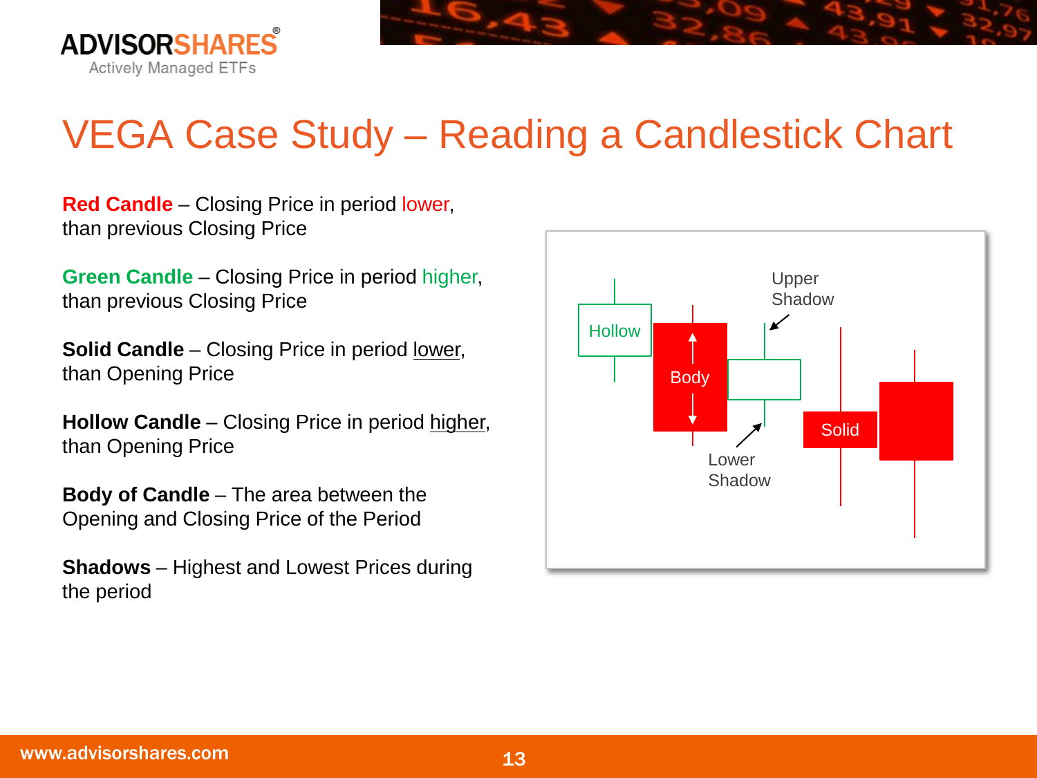# VEGA Case Study – Reading a Candlestick Chart

**Red Candle** – Closing Price in period lower, than previous Closing Price

**Green Candle** – Closing Price in period higher, than previous Closing Price

**Solid Candle** – Closing Price in period lower, than Opening Price

**Hollow Candle** – Closing Price in period higher, than Opening Price

**Body of Candle** – The area between the Opening and Closing Price of the Period

**Shadows** – Highest and Lowest Prices during the period

Hollow

Body

Upper Shadow

Lower Shadow

Solid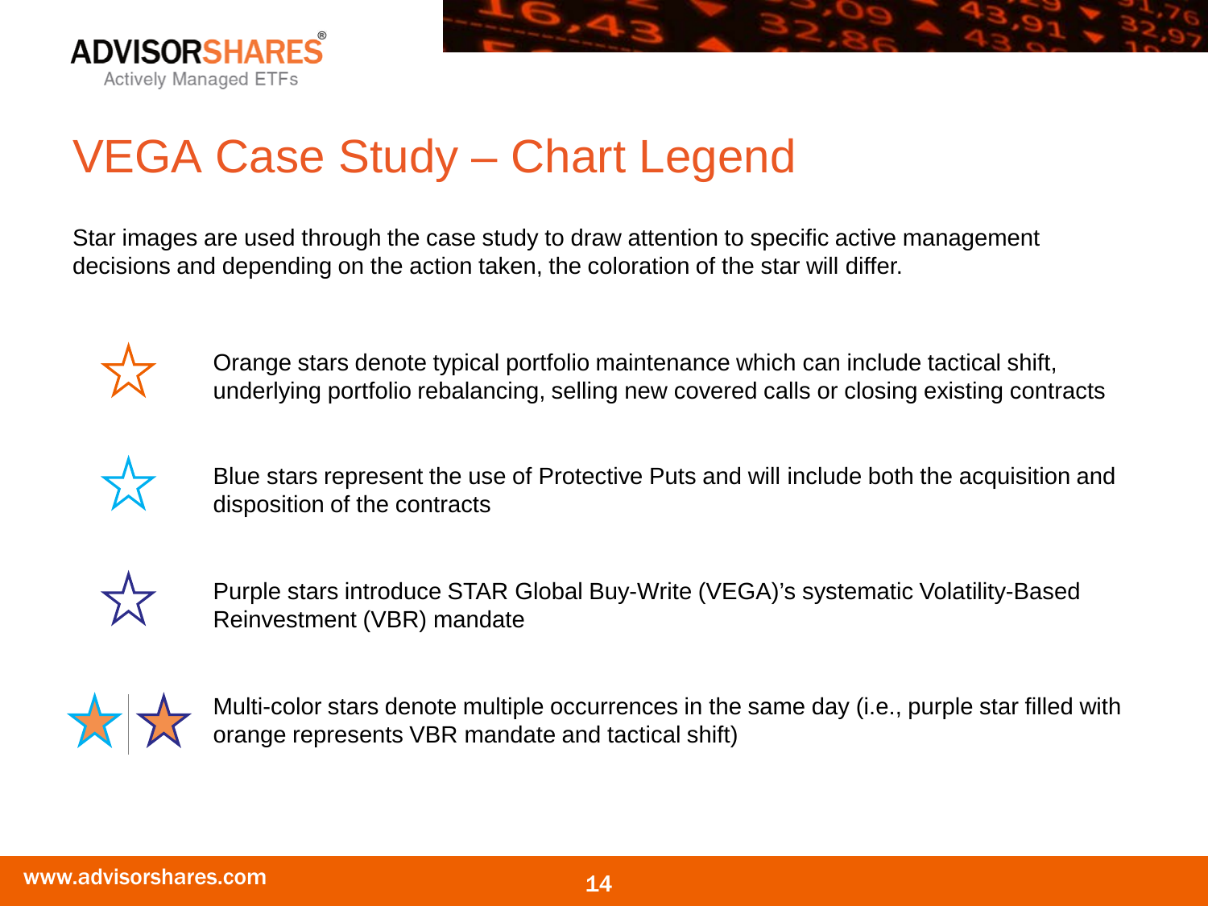# VEGA Case Study – Chart Legend

Star images are used through the case study to draw attention to specific active management decisions and depending on the action taken, the coloration of the star will differ.

☆ Orange stars denote typical portfolio maintenance which can include tactical shift, underlying portfolio rebalancing, selling new covered calls or closing existing contracts

☆ Blue stars represent the use of Protective Puts and will include both the acquisition and disposition of the contracts

☆ Purple stars introduce STAR Global Buy-Write (VEGA)'s systematic Volatility-Based Reinvestment (VBR) mandate

★ | ★ Multi-color stars denote multiple occurrences in the same day (i.e., purple star filled with orange represents VBR mandate and tactical shift)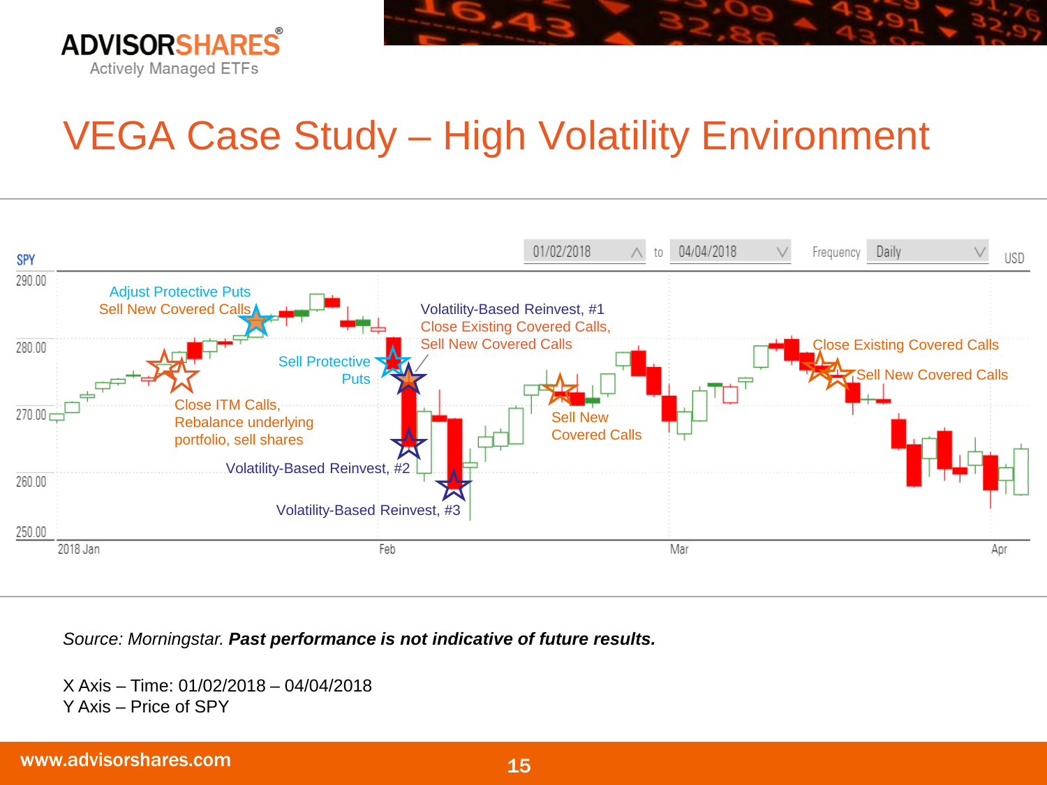# VEGA Case Study – High Volatility Environment

SPY

01/02/2018 to 04/04/2018 Frequency Daily USD

Adjust Protective Puts
Sell New Covered Calls

Close ITM Calls,
Rebalance underlying
portfolio, sell shares

Sell Protective
Puts

Volatility-Based Reinvest, #1
Close Existing Covered Calls,
Sell New Covered Calls

Volatility-Based Reinvest, #2

Volatility-Based Reinvest, #3

Sell New
Covered Calls

Close Existing Covered Calls

Sell New Covered Calls

*Source: Morningstar.* ***Past performance is not indicative of future results.***

X Axis – Time: 01/02/2018 – 04/04/2018
Y Axis – Price of SPY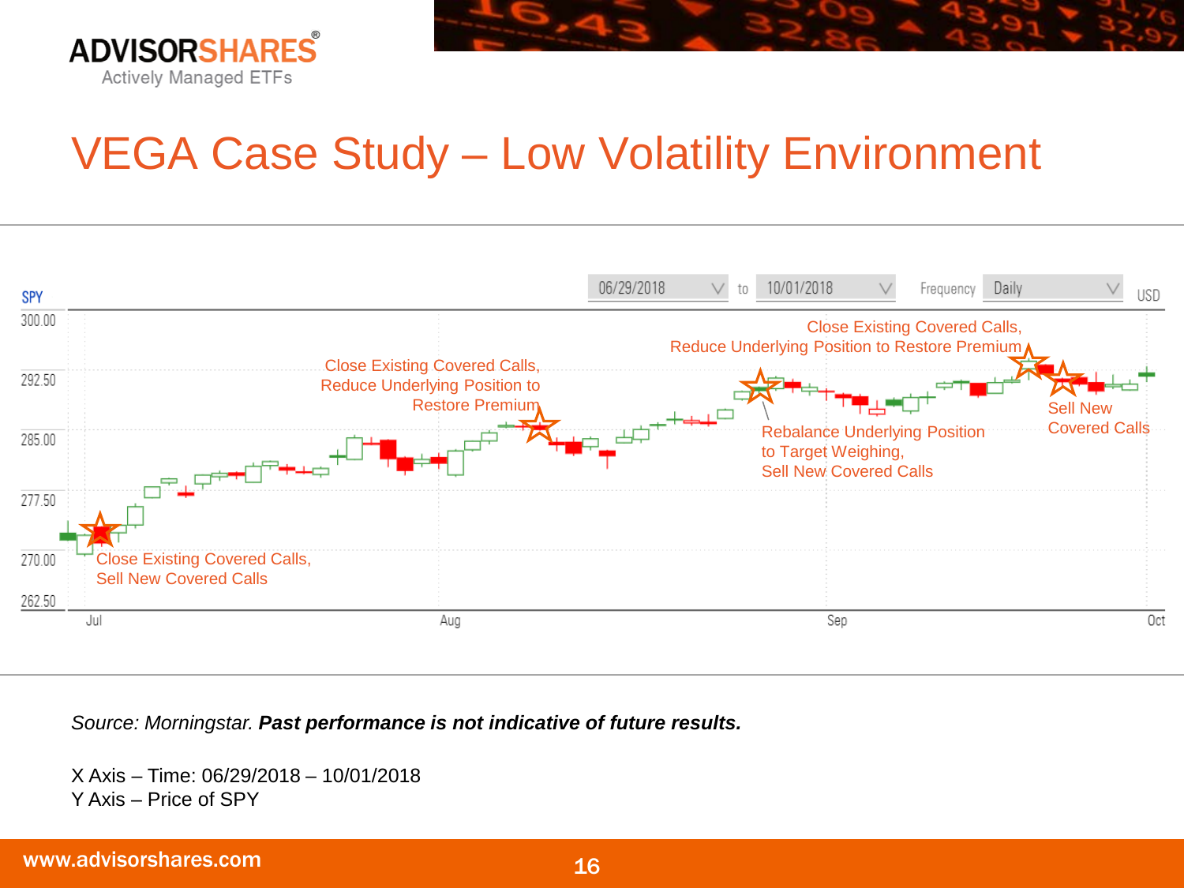# VEGA Case Study – Low Volatility Environment

SPY

06/29/2018 to 10/01/2018 Frequency Daily USD

Close Existing Covered Calls, Sell New Covered Calls

Close Existing Covered Calls, Reduce Underlying Position to Restore Premium

Rebalance Underlying Position to Target Weighing, Sell New Covered Calls

Close Existing Covered Calls, Reduce Underlying Position to Restore Premium

Sell New Covered Calls

*Source: Morningstar.* ***Past performance is not indicative of future results.***

X Axis – Time: 06/29/2018 – 10/01/2018
Y Axis – Price of SPY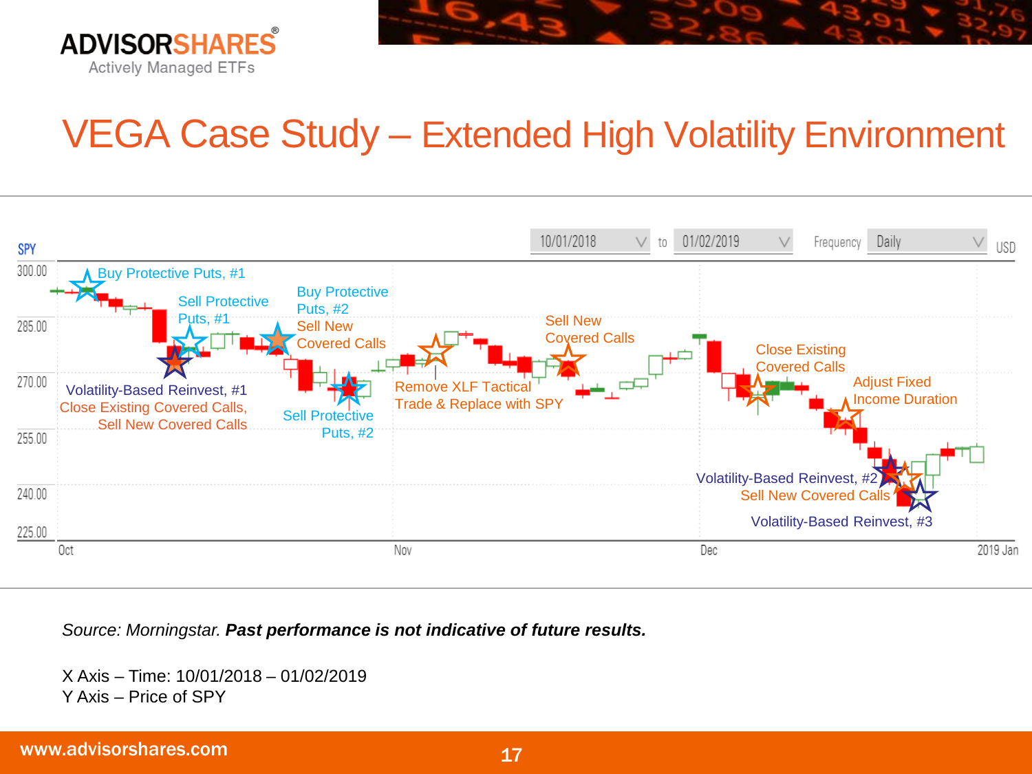# VEGA Case Study – Extended High Volatility Environment

SPY

10/01/2018 to 01/02/2019 Frequency Daily USD

- Buy Protective Puts, #1
- Sell Protective Puts, #1
- Volatility-Based Reinvest, #1
- Close Existing Covered Calls, Sell New Covered Calls
- Buy Protective Puts, #2
- Sell New Covered Calls
- Sell Protective Puts, #2
- Remove XLF Tactical Trade & Replace with SPY
- Sell New Covered Calls
- Close Existing Covered Calls
- Adjust Fixed Income Duration
- Volatility-Based Reinvest, #2
- Sell New Covered Calls
- Volatility-Based Reinvest, #3

*Source: Morningstar.* ***Past performance is not indicative of future results.***

X Axis – Time: 10/01/2018 – 01/02/2019
Y Axis – Price of SPY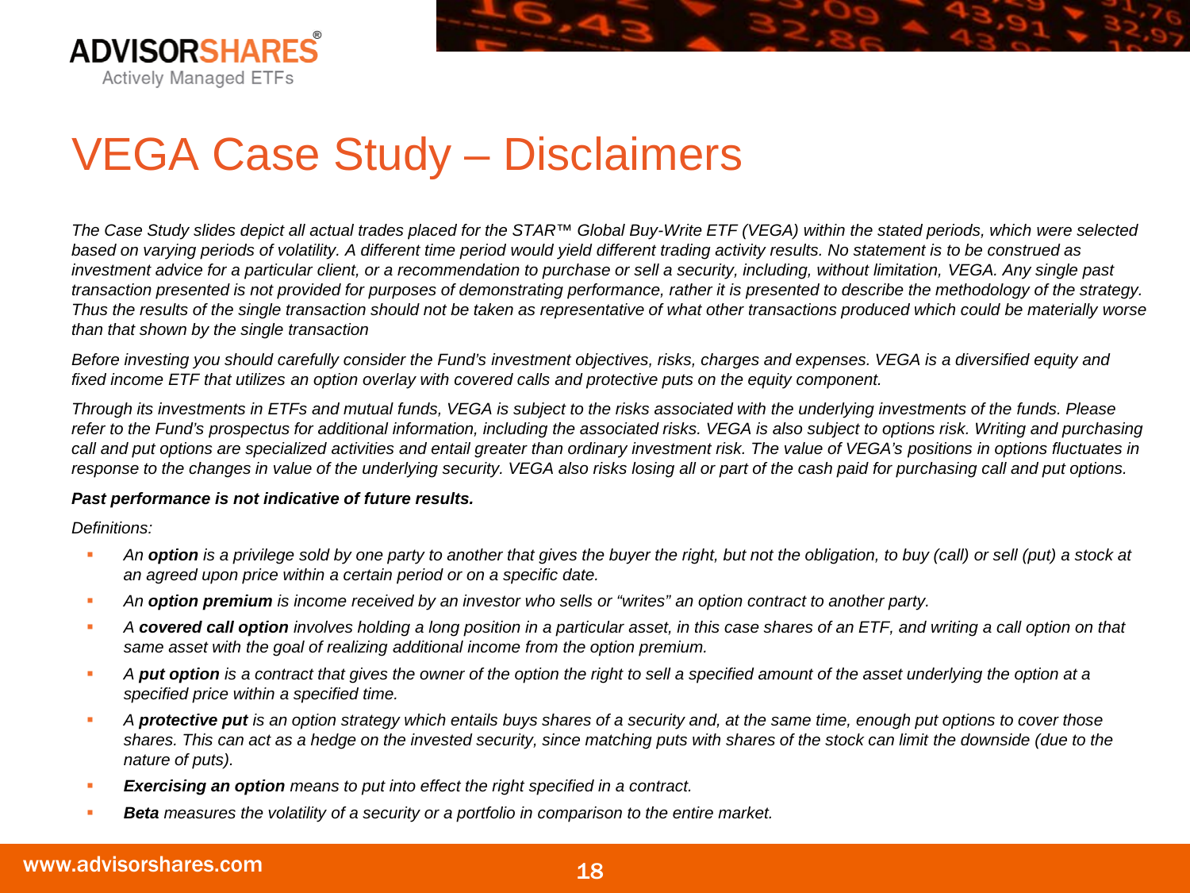# VEGA Case Study – Disclaimers

*The Case Study slides depict all actual trades placed for the STAR™ Global Buy-Write ETF (VEGA) within the stated periods, which were selected based on varying periods of volatility. A different time period would yield different trading activity results. No statement is to be construed as investment advice for a particular client, or a recommendation to purchase or sell a security, including, without limitation, VEGA. Any single past transaction presented is not provided for purposes of demonstrating performance, rather it is presented to describe the methodology of the strategy. Thus the results of the single transaction should not be taken as representative of what other transactions produced which could be materially worse than that shown by the single transaction*

*Before investing you should carefully consider the Fund's investment objectives, risks, charges and expenses. VEGA is a diversified equity and fixed income ETF that utilizes an option overlay with covered calls and protective puts on the equity component.*

*Through its investments in ETFs and mutual funds, VEGA is subject to the risks associated with the underlying investments of the funds. Please refer to the Fund's prospectus for additional information, including the associated risks. VEGA is also subject to options risk. Writing and purchasing call and put options are specialized activities and entail greater than ordinary investment risk. The value of VEGA's positions in options fluctuates in response to the changes in value of the underlying security. VEGA also risks losing all or part of the cash paid for purchasing call and put options.*

***Past performance is not indicative of future results.***

*Definitions:*

- *An **option** is a privilege sold by one party to another that gives the buyer the right, but not the obligation, to buy (call) or sell (put) a stock at an agreed upon price within a certain period or on a specific date.*
- *An **option premium** is income received by an investor who sells or "writes" an option contract to another party.*
- *A **covered call option** involves holding a long position in a particular asset, in this case shares of an ETF, and writing a call option on that same asset with the goal of realizing additional income from the option premium.*
- *A **put option** is a contract that gives the owner of the option the right to sell a specified amount of the asset underlying the option at a specified price within a specified time.*
- *A **protective put** is an option strategy which entails buys shares of a security and, at the same time, enough put options to cover those shares. This can act as a hedge on the invested security, since matching puts with shares of the stock can limit the downside (due to the nature of puts).*
- ***Exercising an option** means to put into effect the right specified in a contract.*
- ***Beta** measures the volatility of a security or a portfolio in comparison to the entire market.*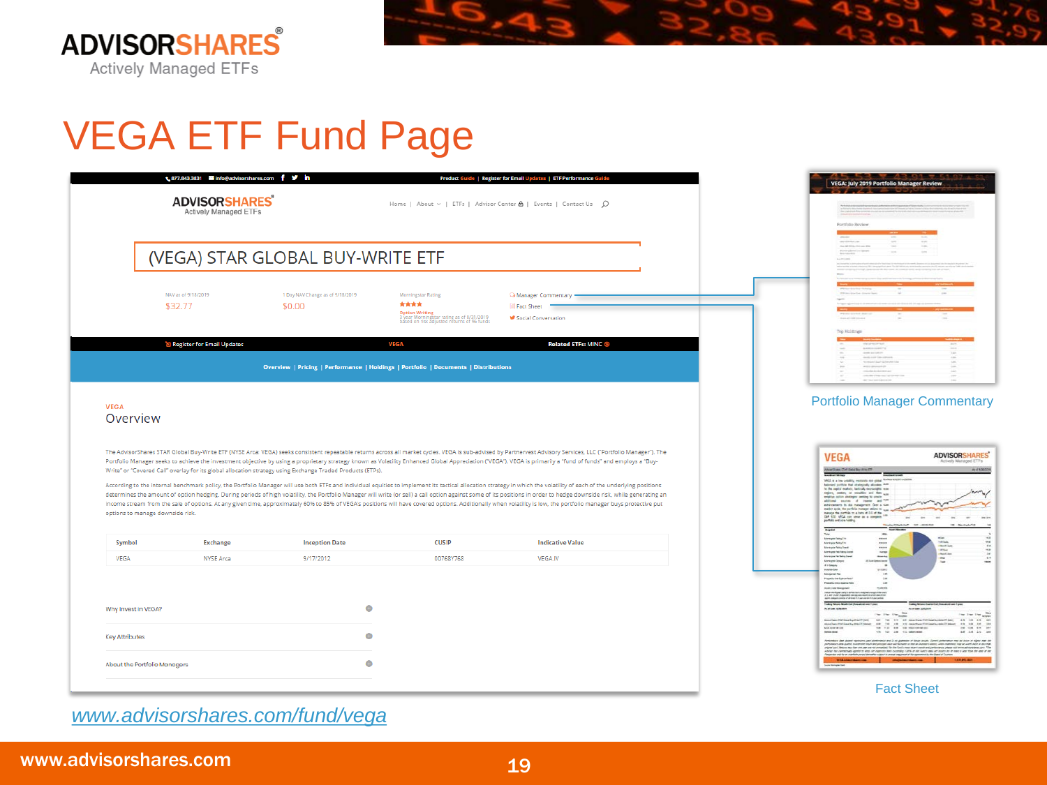# VEGA ETF Fund Page

(VEGA) STAR GLOBAL BUY-WRITE ETF

NAV as of 9/18/2019
$32.77

1 Day NAV Change as of 9/18/2019
$0.00

Morningstar Rating
★★★★
Option Writing
3 year Morningstar rating as of 8/31/2019 based on risk adjusted returns of 96 funds

Manager Commentary
Fact Sheet
Social Conversation

Overview | Pricing | Performance | Holdings | Portfolio | Documents | Distributions

VEGA

## Overview

The AdvisorShares STAR Global Buy-Write ETF (NYSE Arca: VEGA) seeks consistent repeatable returns across all market cycles. VEGA is sub-advised by Partnervest Advisory Services, LLC ("Portfolio Manager"). The Portfolio Manager seeks to achieve the investment objective by using a proprietary strategy known as Volatility Enhanced Global Appreciation ("VEGA"). VEGA is primarily a "fund of funds" and employs a "Buy-Write" or "Covered Call" overlay for its global allocation strategy using Exchange Traded Products (ETPs).

According to the internal benchmark policy, the Portfolio Manager will use both ETFs and individual equities to implement its tactical allocation strategy in which the volatility of each of the underlying positions determines the amount of option hedging. During periods of high volatility, the Portfolio Manager will write (or sell) a call option against some of its positions in order to hedge downside risk, while generating an income stream from the sale of options. At any given time, approximately 60% to 85% of VEGA's positions will have covered options. Additionally when volatility is low, the portfolio manager buys protective put options to manage downside risk.

| Symbol | Exchange | Inception Date | CUSIP | Indicative Value |
|---|---|---|---|---|
| VEGA | NYSE Arca | 9/17/2012 | 00768Y768 | VEGA.IV |

Why Invest in VEGA?

Key Attributes

About the Portfolio Managers

Portfolio Manager Commentary

Fact Sheet

www.advisorshares.com/fund/vega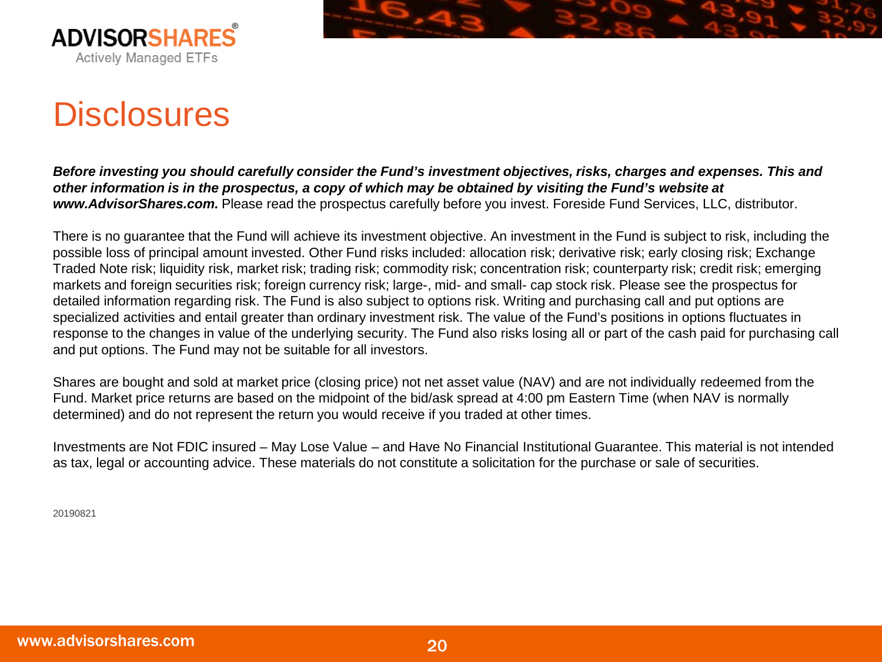# Disclosures

***Before investing you should carefully consider the Fund's investment objectives, risks, charges and expenses. This and other information is in the prospectus, a copy of which may be obtained by visiting the Fund's website at www.AdvisorShares.com.*** Please read the prospectus carefully before you invest. Foreside Fund Services, LLC, distributor.

There is no guarantee that the Fund will achieve its investment objective. An investment in the Fund is subject to risk, including the possible loss of principal amount invested. Other Fund risks included: allocation risk; derivative risk; early closing risk; Exchange Traded Note risk; liquidity risk, market risk; trading risk; commodity risk; concentration risk; counterparty risk; credit risk; emerging markets and foreign securities risk; foreign currency risk; large-, mid- and small- cap stock risk. Please see the prospectus for detailed information regarding risk. The Fund is also subject to options risk. Writing and purchasing call and put options are specialized activities and entail greater than ordinary investment risk. The value of the Fund's positions in options fluctuates in response to the changes in value of the underlying security. The Fund also risks losing all or part of the cash paid for purchasing call and put options. The Fund may not be suitable for all investors.

Shares are bought and sold at market price (closing price) not net asset value (NAV) and are not individually redeemed from the Fund. Market price returns are based on the midpoint of the bid/ask spread at 4:00 pm Eastern Time (when NAV is normally determined) and do not represent the return you would receive if you traded at other times.

Investments are Not FDIC insured – May Lose Value – and Have No Financial Institutional Guarantee. This material is not intended as tax, legal or accounting advice. These materials do not constitute a solicitation for the purchase or sale of securities.

20190821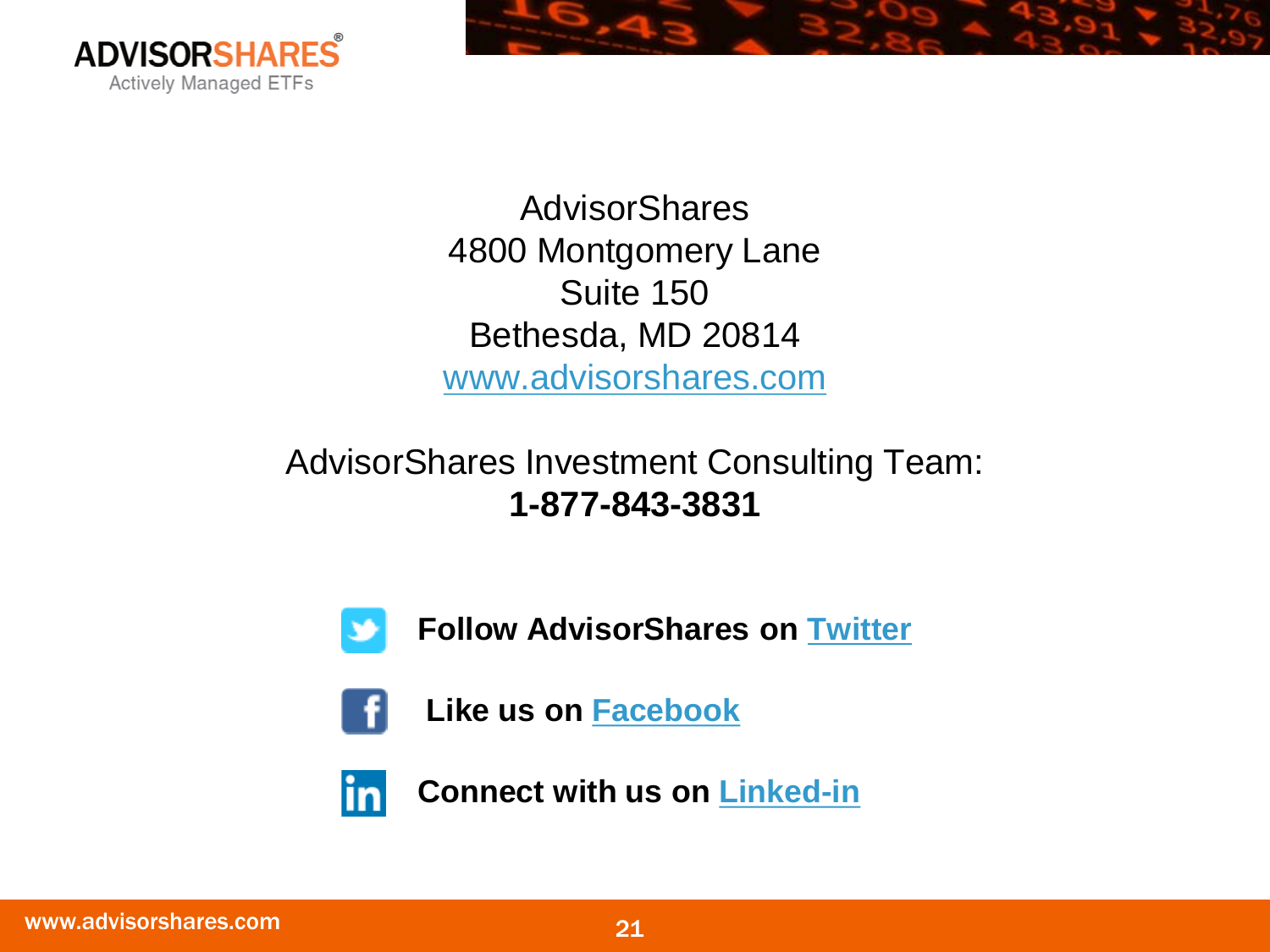AdvisorShares
4800 Montgomery Lane
Suite 150
Bethesda, MD 20814
www.advisorshares.com

AdvisorShares Investment Consulting Team:
**1-877-843-3831**

**Follow AdvisorShares on Twitter**

**Like us on Facebook**

**Connect with us on Linked-in**